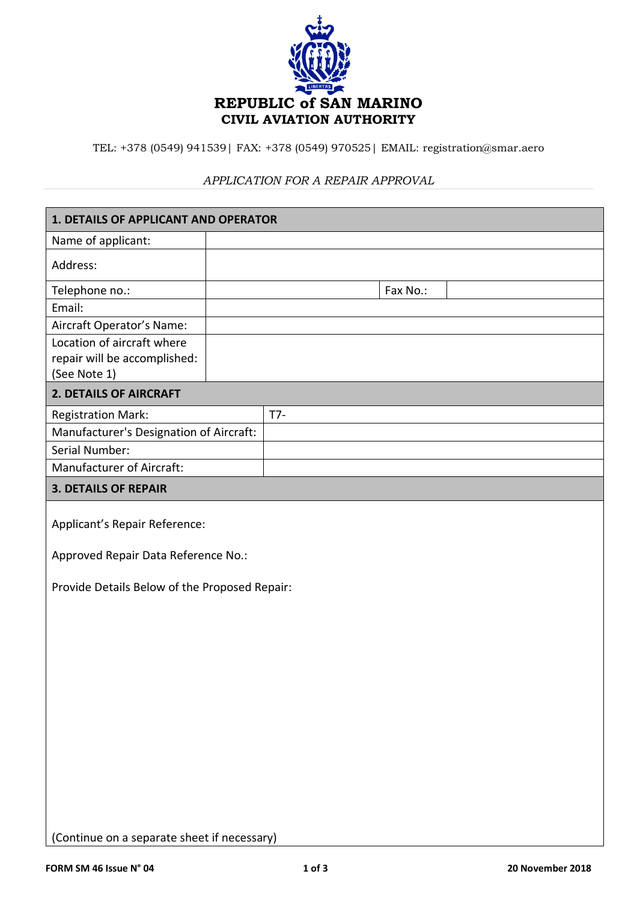# REPUBLIC of SAN MARINO
## CIVIL AVIATION AUTHORITY

TEL: +378 (0549) 941539| FAX: +378 (0549) 970525| EMAIL: registration@smar.aero

*APPLICATION FOR A REPAIR APPROVAL*

| **1. DETAILS OF APPLICANT AND OPERATOR** | | | |
|---|---|---|---|
| Name of applicant: | | | |
| Address: | | | |
| Telephone no.: | | Fax No.: | |
| Email: | | | |
| Aircraft Operator's Name: | | | |
| Location of aircraft where repair will be accomplished: (See Note 1) | | | |

| **2. DETAILS OF AIRCRAFT** | |
|---|---|
| Registration Mark: | T7- |
| Manufacturer's Designation of Aircraft: | |
| Serial Number: | |
| Manufacturer of Aircraft: | |

| **3. DETAILS OF REPAIR** |
|---|
| Applicant's Repair Reference:<br><br>Approved Repair Data Reference No.:<br><br>Provide Details Below of the Proposed Repair:<br><br><br><br><br><br>(Continue on a separate sheet if necessary) |

FORM SM 46 Issue N° 04 — 20 November 2018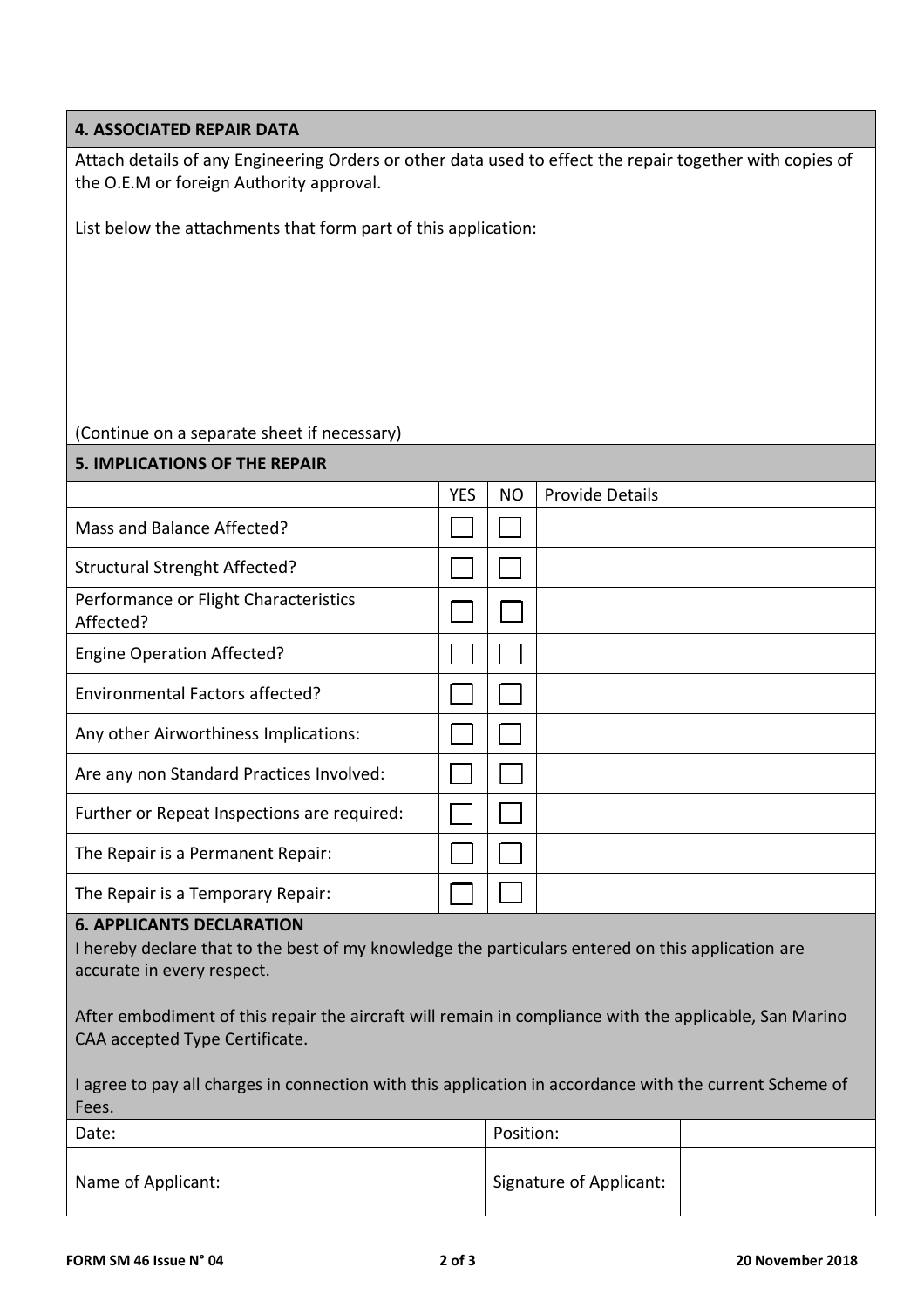## 4. ASSOCIATED REPAIR DATA

Attach details of any Engineering Orders or other data used to effect the repair together with copies of the O.E.M or foreign Authority approval.

List below the attachments that form part of this application:

(Continue on a separate sheet if necessary)

## 5. IMPLICATIONS OF THE REPAIR

| | YES | NO | Provide Details |
|---|---|---|---|
| Mass and Balance Affected? | ☐ | ☐ | |
| Structural Strenght Affected? | ☐ | ☐ | |
| Performance or Flight Characteristics Affected? | ☐ | ☐ | |
| Engine Operation Affected? | ☐ | ☐ | |
| Environmental Factors affected? | ☐ | ☐ | |
| Any other Airworthiness Implications: | ☐ | ☐ | |
| Are any non Standard Practices Involved: | ☐ | ☐ | |
| Further or Repeat Inspections are required: | ☐ | ☐ | |
| The Repair is a Permanent Repair: | ☐ | ☐ | |
| The Repair is a Temporary Repair: | ☐ | ☐ | |

## 6. APPLICANTS DECLARATION

I hereby declare that to the best of my knowledge the particulars entered on this application are accurate in every respect.

After embodiment of this repair the aircraft will remain in compliance with the applicable, San Marino CAA accepted Type Certificate.

I agree to pay all charges in connection with this application in accordance with the current Scheme of Fees.

| Date: | | Position: | |
|---|---|---|---|
| Name of Applicant: | | Signature of Applicant: | |

FORM SM 46 Issue N° 04 — 20 November 2018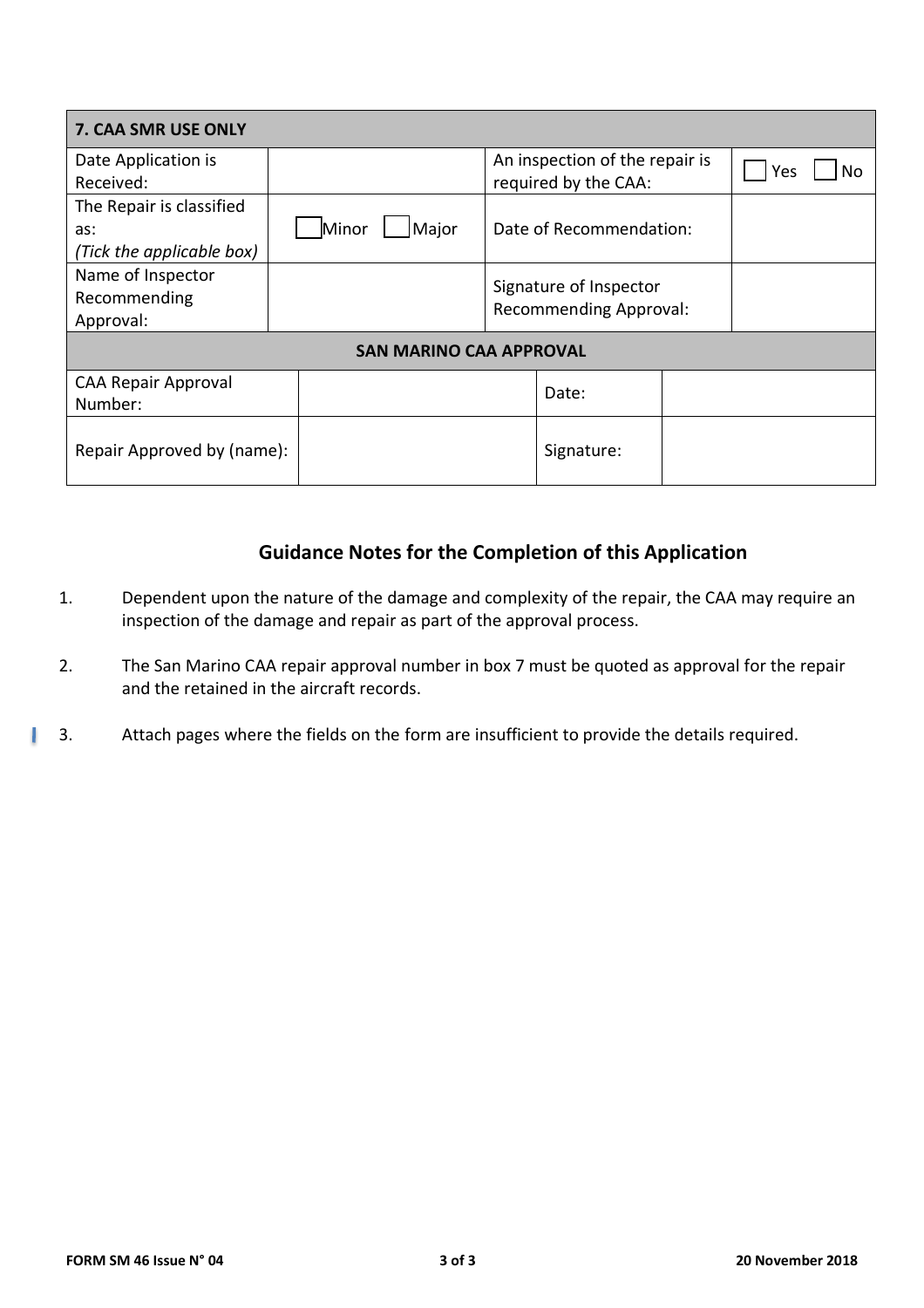| 7. CAA SMR USE ONLY | | | |
|---|---|---|---|
| Date Application is Received: | | An inspection of the repair is required by the CAA: | ☐ Yes ☐ No |
| The Repair is classified as: *(Tick the applicable box)* | ☐ Minor ☐ Major | Date of Recommendation: | |
| Name of Inspector Recommending Approval: | | Signature of Inspector Recommending Approval: | |
| **SAN MARINO CAA APPROVAL** | | | |
| CAA Repair Approval Number: | | Date: | |
| Repair Approved by (name): | | Signature: | |

## Guidance Notes for the Completion of this Application

1. Dependent upon the nature of the damage and complexity of the repair, the CAA may require an inspection of the damage and repair as part of the approval process.

2. The San Marino CAA repair approval number in box 7 must be quoted as approval for the repair and the retained in the aircraft records.

3. Attach pages where the fields on the form are insufficient to provide the details required.